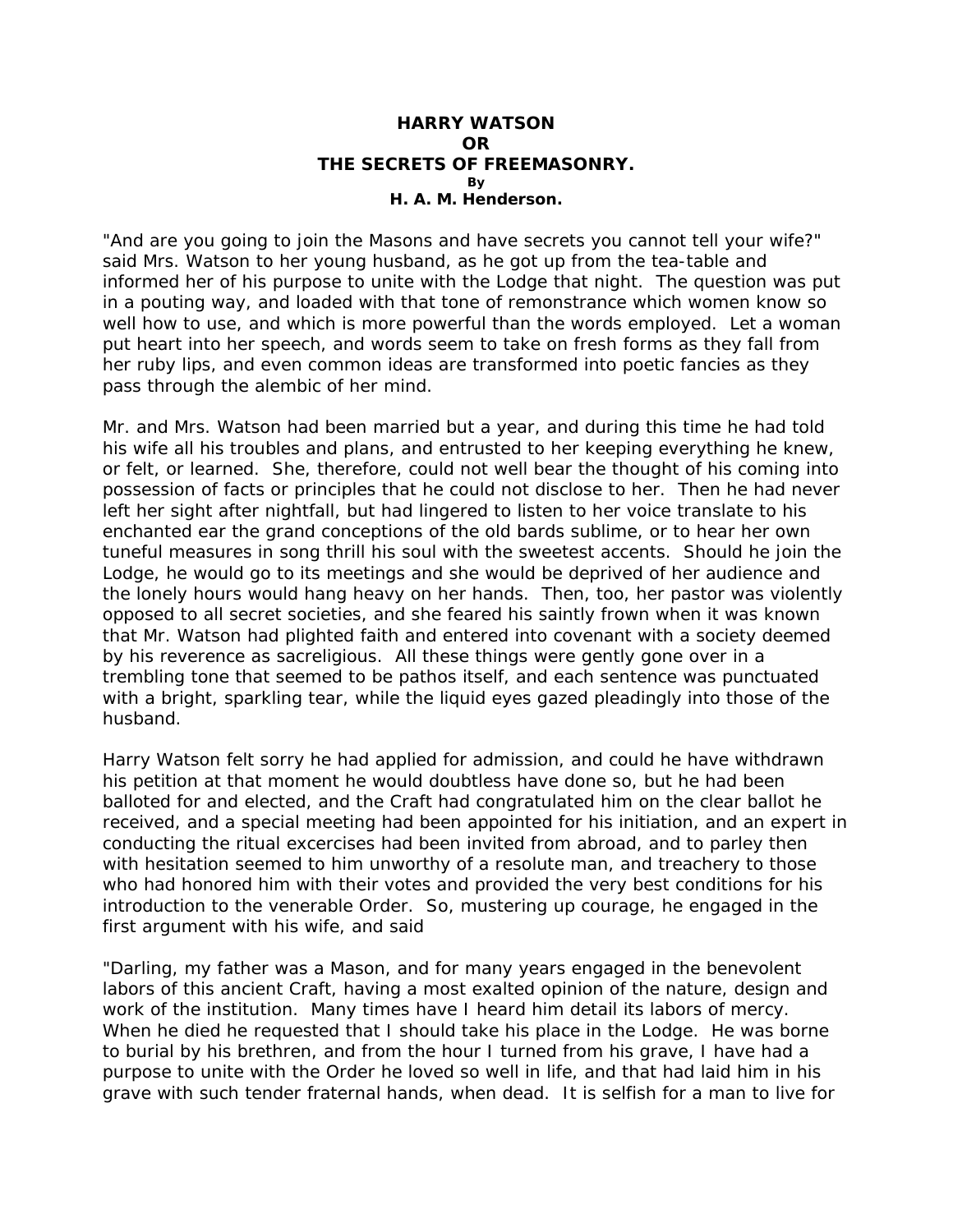# HARRY WATSON
# OR
# THE SECRETS OF FREEMASONRY.

**By**

**H. A. M. Henderson.**

"And are you going to join the Masons and have secrets you cannot tell your wife?" said Mrs. Watson to her young husband, as he got up from the tea-table and informed her of his purpose to unite with the Lodge that night. The question was put in a pouting way, and loaded with that tone of remonstrance which women know so well how to use, and which is more powerful than the words employed. Let a woman put heart into her speech, and words seem to take on fresh forms as they fall from her ruby lips, and even common ideas are transformed into poetic fancies as they pass through the alembic of her mind.

Mr. and Mrs. Watson had been married but a year, and during this time he had told his wife all his troubles and plans, and entrusted to her keeping everything he knew, or felt, or learned. She, therefore, could not well bear the thought of his coming into possession of facts or principles that he could not disclose to her. Then he had never left her sight after nightfall, but had lingered to listen to her voice translate to his enchanted ear the grand conceptions of the old bards sublime, or to hear her own tuneful measures in song thrill his soul with the sweetest accents. Should he join the Lodge, he would go to its meetings and she would be deprived of her audience and the lonely hours would hang heavy on her hands. Then, too, her pastor was violently opposed to all secret societies, and she feared his saintly frown when it was known that Mr. Watson had plighted faith and entered into covenant with a society deemed by his reverence as sacreligious. All these things were gently gone over in a trembling tone that seemed to be pathos itself, and each sentence was punctuated with a bright, sparkling tear, while the liquid eyes gazed pleadingly into those of the husband.

Harry Watson felt sorry he had applied for admission, and could he have withdrawn his petition at that moment he would doubtless have done so, but he had been balloted for and elected, and the Craft had congratulated him on the clear ballot he received, and a special meeting had been appointed for his initiation, and an expert in conducting the ritual excercises had been invited from abroad, and to parley then with hesitation seemed to him unworthy of a resolute man, and treachery to those who had honored him with their votes and provided the very best conditions for his introduction to the venerable Order. So, mustering up courage, he engaged in the first argument with his wife, and said

"Darling, my father was a Mason, and for many years engaged in the benevolent labors of this ancient Craft, having a most exalted opinion of the nature, design and work of the institution. Many times have I heard him detail its labors of mercy. When he died he requested that I should take his place in the Lodge. He was borne to burial by his brethren, and from the hour I turned from his grave, I have had a purpose to unite with the Order he loved so well in life, and that had laid him in his grave with such tender fraternal hands, when dead. It is selfish for a man to live for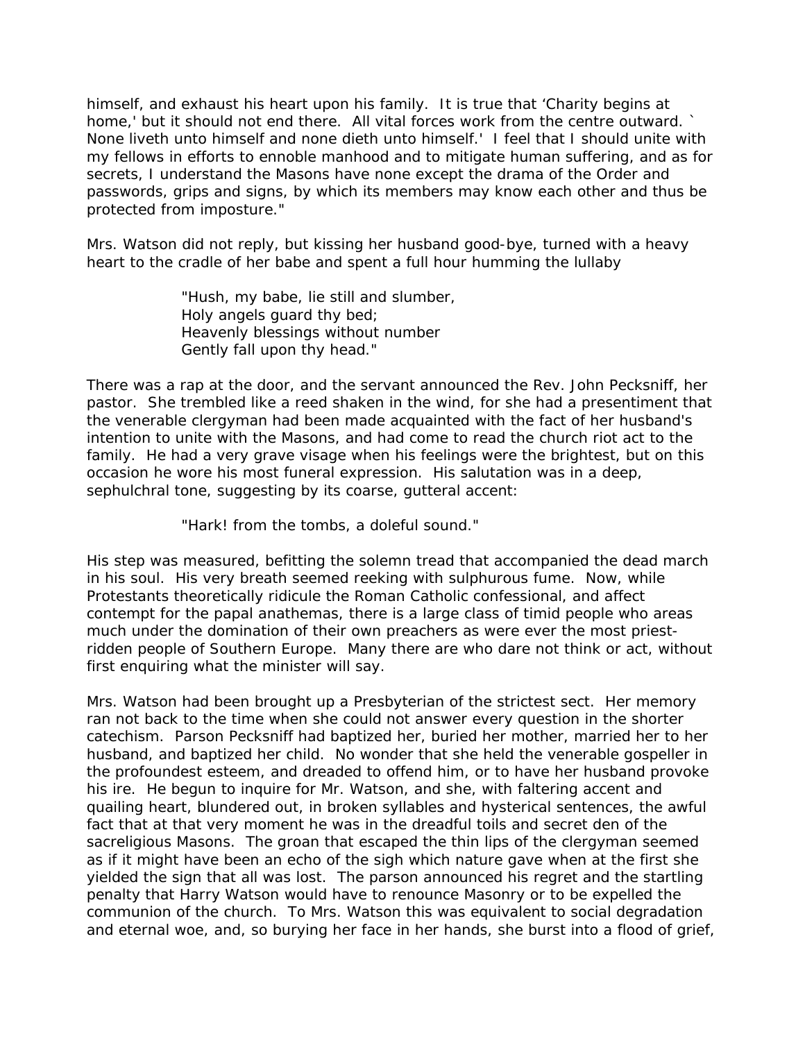himself, and exhaust his heart upon his family. It is true that 'Charity begins at home,' but it should not end there. All vital forces work from the centre outward. ` None liveth unto himself and none dieth unto himself.' I feel that I should unite with my fellows in efforts to ennoble manhood and to mitigate human suffering, and as for secrets, I understand the Masons have none except the drama of the Order and passwords, grips and signs, by which its members may know each other and thus be protected from imposture."

Mrs. Watson did not reply, but kissing her husband good-bye, turned with a heavy heart to the cradle of her babe and spent a full hour humming the lullaby

> "Hush, my babe, lie still and slumber,
> Holy angels guard thy bed;
> Heavenly blessings without number
> Gently fall upon thy head."

There was a rap at the door, and the servant announced the Rev. John Pecksniff, her pastor. She trembled like a reed shaken in the wind, for she had a presentiment that the venerable clergyman had been made acquainted with the fact of her husband's intention to unite with the Masons, and had come to read the church riot act to the family. He had a very grave visage when his feelings were the brightest, but on this occasion he wore his most funeral expression. His salutation was in a deep, sephulchral tone, suggesting by its coarse, gutteral accent:

> "Hark! from the tombs, a doleful sound."

His step was measured, befitting the solemn tread that accompanied the dead march in his soul. His very breath seemed reeking with sulphurous fume. Now, while Protestants theoretically ridicule the Roman Catholic confessional, and affect contempt for the papal anathemas, there is a large class of timid people who areas much under the domination of their own preachers as were ever the most priest-ridden people of Southern Europe. Many there are who dare not think or act, without first enquiring what the minister will say.

Mrs. Watson had been brought up a Presbyterian of the strictest sect. Her memory ran not back to the time when she could not answer every question in the shorter catechism. Parson Pecksniff had baptized her, buried her mother, married her to her husband, and baptized her child. No wonder that she held the venerable gospeller in the profoundest esteem, and dreaded to offend him, or to have her husband provoke his ire. He begun to inquire for Mr. Watson, and she, with faltering accent and quailing heart, blundered out, in broken syllables and hysterical sentences, the awful fact that at that very moment he was in the dreadful toils and secret den of the sacreligious Masons. The groan that escaped the thin lips of the clergyman seemed as if it might have been an echo of the sigh which nature gave when at the first she yielded the sign that all was lost. The parson announced his regret and the startling penalty that Harry Watson would have to renounce Masonry or to be expelled the communion of the church. To Mrs. Watson this was equivalent to social degradation and eternal woe, and, so burying her face in her hands, she burst into a flood of grief,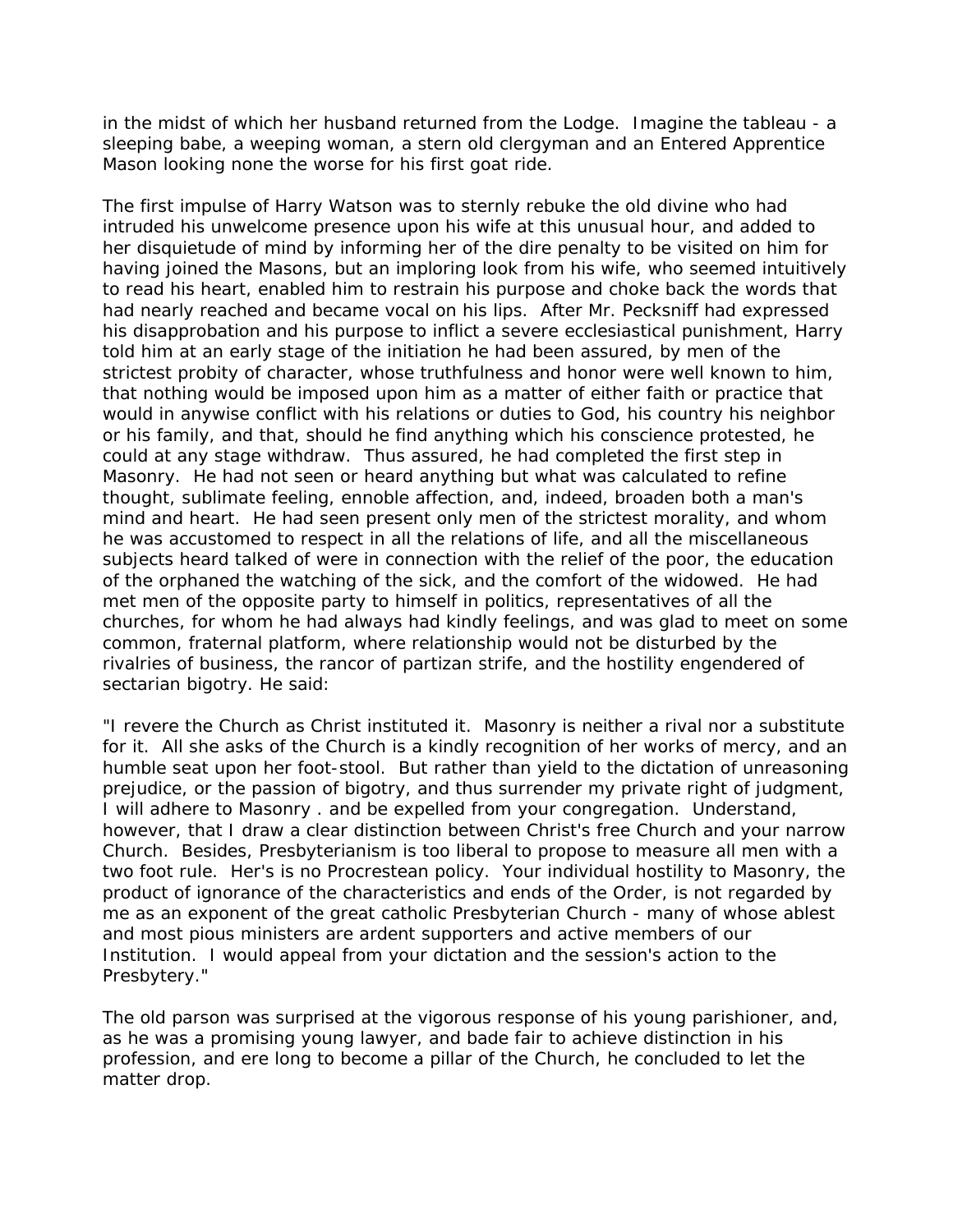in the midst of which her husband returned from the Lodge. Imagine the tableau - a sleeping babe, a weeping woman, a stern old clergyman and an Entered Apprentice Mason looking none the worse for his first goat ride.

The first impulse of Harry Watson was to sternly rebuke the old divine who had intruded his unwelcome presence upon his wife at this unusual hour, and added to her disquietude of mind by informing her of the dire penalty to be visited on him for having joined the Masons, but an imploring look from his wife, who seemed intuitively to read his heart, enabled him to restrain his purpose and choke back the words that had nearly reached and became vocal on his lips. After Mr. Pecksniff had expressed his disapprobation and his purpose to inflict a severe ecclesiastical punishment, Harry told him at an early stage of the initiation he had been assured, by men of the strictest probity of character, whose truthfulness and honor were well known to him, that nothing would be imposed upon him as a matter of either faith or practice that would in anywise conflict with his relations or duties to God, his country his neighbor or his family, and that, should he find anything which his conscience protested, he could at any stage withdraw. Thus assured, he had completed the first step in Masonry. He had not seen or heard anything but what was calculated to refine thought, sublimate feeling, ennoble affection, and, indeed, broaden both a man's mind and heart. He had seen present only men of the strictest morality, and whom he was accustomed to respect in all the relations of life, and all the miscellaneous subjects heard talked of were in connection with the relief of the poor, the education of the orphaned the watching of the sick, and the comfort of the widowed. He had met men of the opposite party to himself in politics, representatives of all the churches, for whom he had always had kindly feelings, and was glad to meet on some common, fraternal platform, where relationship would not be disturbed by the rivalries of business, the rancor of partizan strife, and the hostility engendered of sectarian bigotry. He said:

"I revere the Church as Christ instituted it. Masonry is neither a rival nor a substitute for it. All she asks of the Church is a kindly recognition of her works of mercy, and an humble seat upon her foot-stool. But rather than yield to the dictation of unreasoning prejudice, or the passion of bigotry, and thus surrender my private right of judgment, I will adhere to Masonry . and be expelled from your congregation. Understand, however, that I draw a clear distinction between Christ's free Church and your narrow Church. Besides, Presbyterianism is too liberal to propose to measure all men with a two foot rule. Her's is no Procrestean policy. Your individual hostility to Masonry, the product of ignorance of the characteristics and ends of the Order, is not regarded by me as an exponent of the great catholic Presbyterian Church - many of whose ablest and most pious ministers are ardent supporters and active members of our Institution. I would appeal from your dictation and the session's action to the Presbytery."

The old parson was surprised at the vigorous response of his young parishioner, and, as he was a promising young lawyer, and bade fair to achieve distinction in his profession, and ere long to become a pillar of the Church, he concluded to let the matter drop.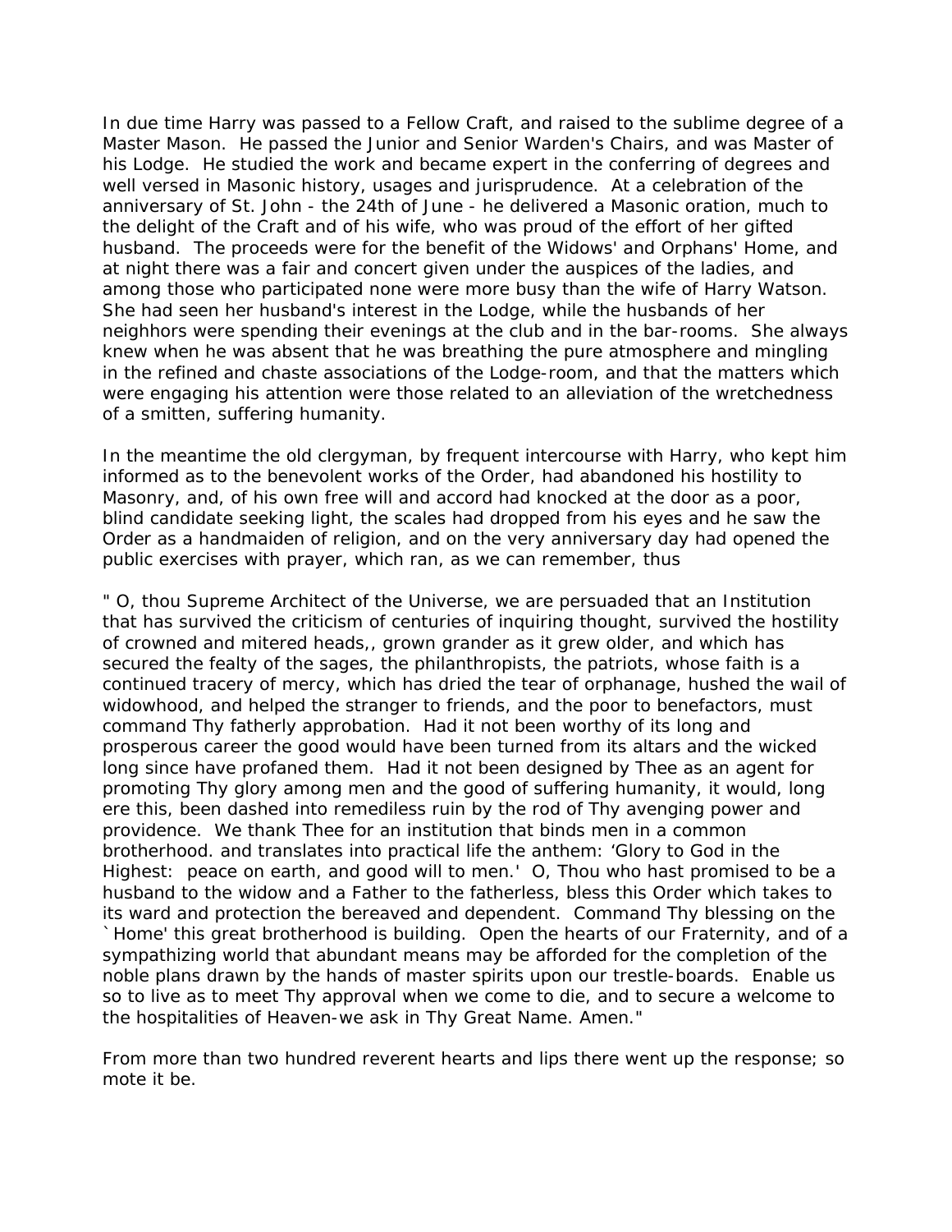In due time Harry was passed to a Fellow Craft, and raised to the sublime degree of a Master Mason. He passed the Junior and Senior Warden's Chairs, and was Master of his Lodge. He studied the work and became expert in the conferring of degrees and well versed in Masonic history, usages and jurisprudence. At a celebration of the anniversary of St. John - the 24th of June - he delivered a Masonic oration, much to the delight of the Craft and of his wife, who was proud of the effort of her gifted husband. The proceeds were for the benefit of the Widows' and Orphans' Home, and at night there was a fair and concert given under the auspices of the ladies, and among those who participated none were more busy than the wife of Harry Watson. She had seen her husband's interest in the Lodge, while the husbands of her neighhors were spending their evenings at the club and in the bar-rooms. She always knew when he was absent that he was breathing the pure atmosphere and mingling in the refined and chaste associations of the Lodge-room, and that the matters which were engaging his attention were those related to an alleviation of the wretchedness of a smitten, suffering humanity.

In the meantime the old clergyman, by frequent intercourse with Harry, who kept him informed as to the benevolent works of the Order, had abandoned his hostility to Masonry, and, of his own free will and accord had knocked at the door as a poor, blind candidate seeking light, the scales had dropped from his eyes and he saw the Order as a handmaiden of religion, and on the very anniversary day had opened the public exercises with prayer, which ran, as we can remember, thus

" O, thou Supreme Architect of the Universe, we are persuaded that an Institution that has survived the criticism of centuries of inquiring thought, survived the hostility of crowned and mitered heads,, grown grander as it grew older, and which has secured the fealty of the sages, the philanthropists, the patriots, whose faith is a continued tracery of mercy, which has dried the tear of orphanage, hushed the wail of widowhood, and helped the stranger to friends, and the poor to benefactors, must command Thy fatherly approbation. Had it not been worthy of its long and prosperous career the good would have been turned from its altars and the wicked long since have profaned them. Had it not been designed by Thee as an agent for promoting Thy glory among men and the good of suffering humanity, it would, long ere this, been dashed into remediless ruin by the rod of Thy avenging power and providence. We thank Thee for an institution that binds men in a common brotherhood. and translates into practical life the anthem: 'Glory to God in the Highest: peace on earth, and good will to men.' O, Thou who hast promised to be a husband to the widow and a Father to the fatherless, bless this Order which takes to its ward and protection the bereaved and dependent. Command Thy blessing on the `Home' this great brotherhood is building. Open the hearts of our Fraternity, and of a sympathizing world that abundant means may be afforded for the completion of the noble plans drawn by the hands of master spirits upon our trestle-boards. Enable us so to live as to meet Thy approval when we come to die, and to secure a welcome to the hospitalities of Heaven-we ask in Thy Great Name. Amen."

From more than two hundred reverent hearts and lips there went up the response; so mote it be.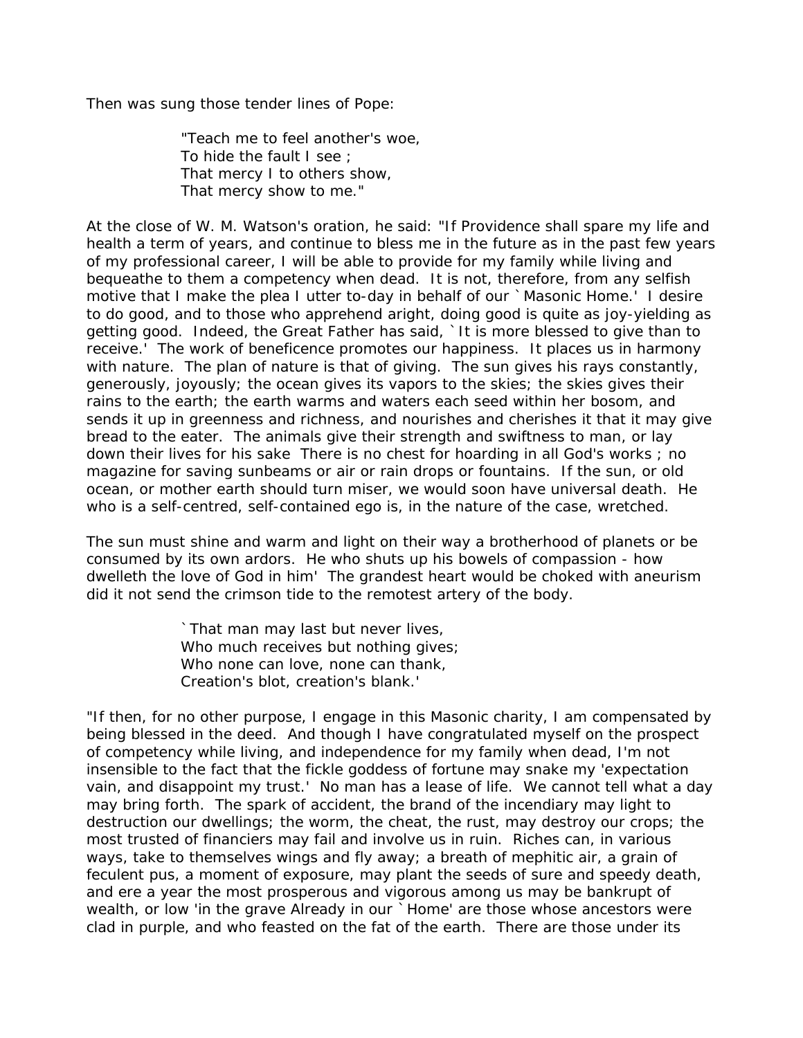Then was sung those tender lines of Pope:

> "Teach me to feel another's woe,
> To hide the fault I see ;
> That mercy I to others show,
> That mercy show to me."

At the close of W. M. Watson's oration, he said: "If Providence shall spare my life and health a term of years, and continue to bless me in the future as in the past few years of my professional career, I will be able to provide for my family while living and bequeathe to them a competency when dead. It is not, therefore, from any selfish motive that I make the plea I utter to-day in behalf of our `Masonic Home.' I desire to do good, and to those who apprehend aright, doing good is quite as joy-yielding as getting good. Indeed, the Great Father has said, `It is more blessed to give than to receive.' The work of beneficence promotes our happiness. It places us in harmony with nature. The plan of nature is that of giving. The sun gives his rays constantly, generously, joyously; the ocean gives its vapors to the skies; the skies gives their rains to the earth; the earth warms and waters each seed within her bosom, and sends it up in greenness and richness, and nourishes and cherishes it that it may give bread to the eater. The animals give their strength and swiftness to man, or lay down their lives for his sake There is no chest for hoarding in all God's works ; no magazine for saving sunbeams or air or rain drops or fountains. If the sun, or old ocean, or mother earth should turn miser, we would soon have universal death. He who is a self-centred, self-contained ego is, in the nature of the case, wretched.

The sun must shine and warm and light on their way a brotherhood of planets or be consumed by its own ardors. He who shuts up his bowels of compassion - how dwelleth the love of God in him' The grandest heart would be choked with aneurism did it not send the crimson tide to the remotest artery of the body.

> `That man may last but never lives,
> Who much receives but nothing gives;
> Who none can love, none can thank,
> Creation's blot, creation's blank.'

"If then, for no other purpose, I engage in this Masonic charity, I am compensated by being blessed in the deed. And though I have congratulated myself on the prospect of competency while living, and independence for my family when dead, I'm not insensible to the fact that the fickle goddess of fortune may snake my 'expectation vain, and disappoint my trust.' No man has a lease of life. We cannot tell what a day may bring forth. The spark of accident, the brand of the incendiary may light to destruction our dwellings; the worm, the cheat, the rust, may destroy our crops; the most trusted of financiers may fail and involve us in ruin. Riches can, in various ways, take to themselves wings and fly away; a breath of mephitic air, a grain of feculent pus, a moment of exposure, may plant the seeds of sure and speedy death, and ere a year the most prosperous and vigorous among us may be bankrupt of wealth, or low 'in the grave Already in our `Home' are those whose ancestors were clad in purple, and who feasted on the fat of the earth. There are those under its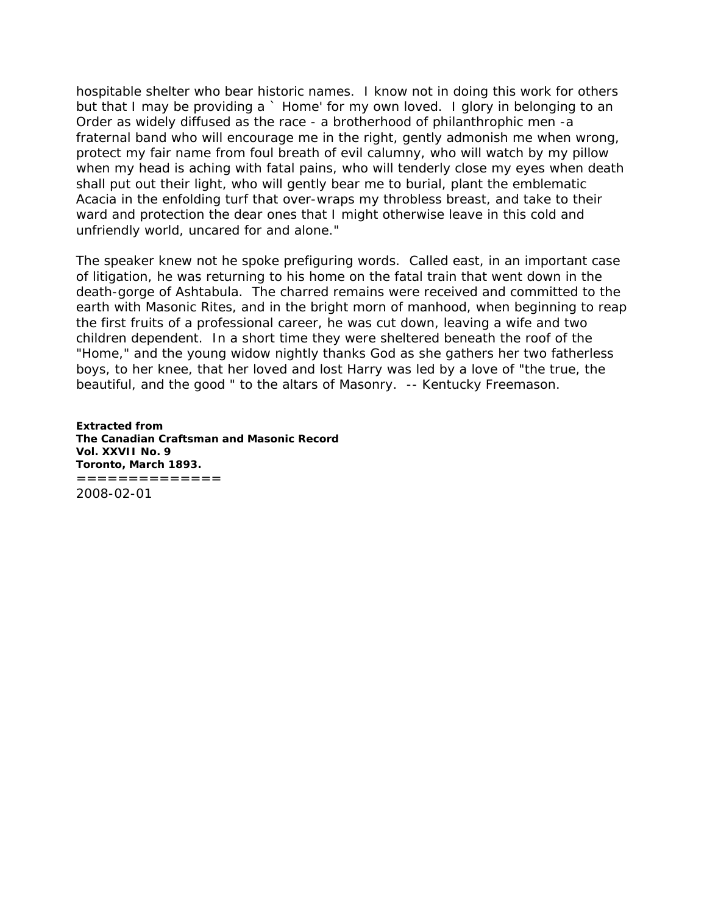hospitable shelter who bear historic names. I know not in doing this work for others but that I may be providing a ` Home' for my own loved. I glory in belonging to an Order as widely diffused as the race - a brotherhood of philanthrophic men -a fraternal band who will encourage me in the right, gently admonish me when wrong, protect my fair name from foul breath of evil calumny, who will watch by my pillow when my head is aching with fatal pains, who will tenderly close my eyes when death shall put out their light, who will gently bear me to burial, plant the emblematic Acacia in the enfolding turf that over-wraps my throbless breast, and take to their ward and protection the dear ones that I might otherwise leave in this cold and unfriendly world, uncared for and alone."

The speaker knew not he spoke prefiguring words. Called east, in an important case of litigation, he was returning to his home on the fatal train that went down in the death-gorge of Ashtabula. The charred remains were received and committed to the earth with Masonic Rites, and in the bright morn of manhood, when beginning to reap the first fruits of a professional career, he was cut down, leaving a wife and two children dependent. In a short time they were sheltered beneath the roof of the "Home," and the young widow nightly thanks God as she gathers her two fatherless boys, to her knee, that her loved and lost Harry was led by a love of "the true, the beautiful, and the good " to the altars of Masonry. -- Kentucky Freemason.

**Extracted from**
**The Canadian Craftsman and Masonic Record**
**Vol. XXVII No. 9**
**Toronto, March 1893.**
==============
2008-02-01